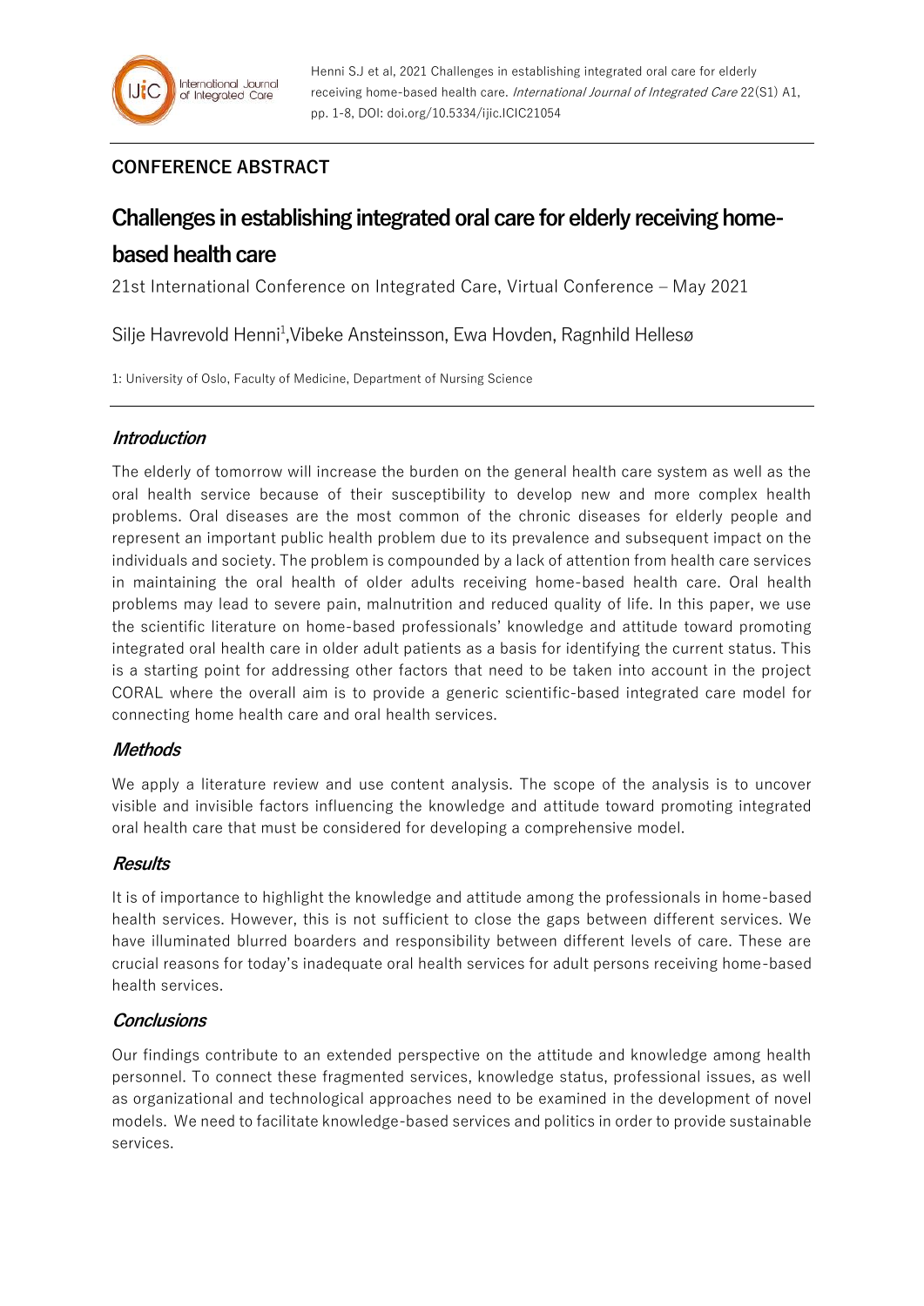Henni SJ et al, 2021 Challenges in establishing integrated oral care for elderly receiving home-based health care. *International Journal of Integrated Care* 22(S1) A1, pp. 1-8, DOI: doi.org/10.5334/ijic.ICIC21054

**CONFERENCE ABSTRACT**

# Challenges in establishing integrated oral care for elderly receiving home-based health care

21st International Conference on Integrated Care, Virtual Conference – May 2021

Silje Havrevold Henni[1],Vibeke Ansteinsson, Ewa Hovden, Ragnhild Hellesø

1: University of Oslo, Faculty of Medicine, Department of Nursing Science

## *Introduction*

The elderly of tomorrow will increase the burden on the general health care system as well as the oral health service because of their susceptibility to develop new and more complex health problems. Oral diseases are the most common of the chronic diseases for elderly people and represent an important public health problem due to its prevalence and subsequent impact on the individuals and society. The problem is compounded by a lack of attention from health care services in maintaining the oral health of older adults receiving home-based health care. Oral health problems may lead to severe pain, malnutrition and reduced quality of life. In this paper, we use the scientific literature on home-based professionals' knowledge and attitude toward promoting integrated oral health care in older adult patients as a basis for identifying the current status. This is a starting point for addressing other factors that need to be taken into account in the project CORAL where the overall aim is to provide a generic scientific-based integrated care model for connecting home health care and oral health services.

## *Methods*

We apply a literature review and use content analysis. The scope of the analysis is to uncover visible and invisible factors influencing the knowledge and attitude toward promoting integrated oral health care that must be considered for developing a comprehensive model.

## *Results*

It is of importance to highlight the knowledge and attitude among the professionals in home-based health services. However, this is not sufficient to close the gaps between different services. We have illuminated blurred boarders and responsibility between different levels of care. These are crucial reasons for today's inadequate oral health services for adult persons receiving home-based health services.

## *Conclusions*

Our findings contribute to an extended perspective on the attitude and knowledge among health personnel. To connect these fragmented services, knowledge status, professional issues, as well as organizational and technological approaches need to be examined in the development of novel models. We need to facilitate knowledge-based services and politics in order to provide sustainable services.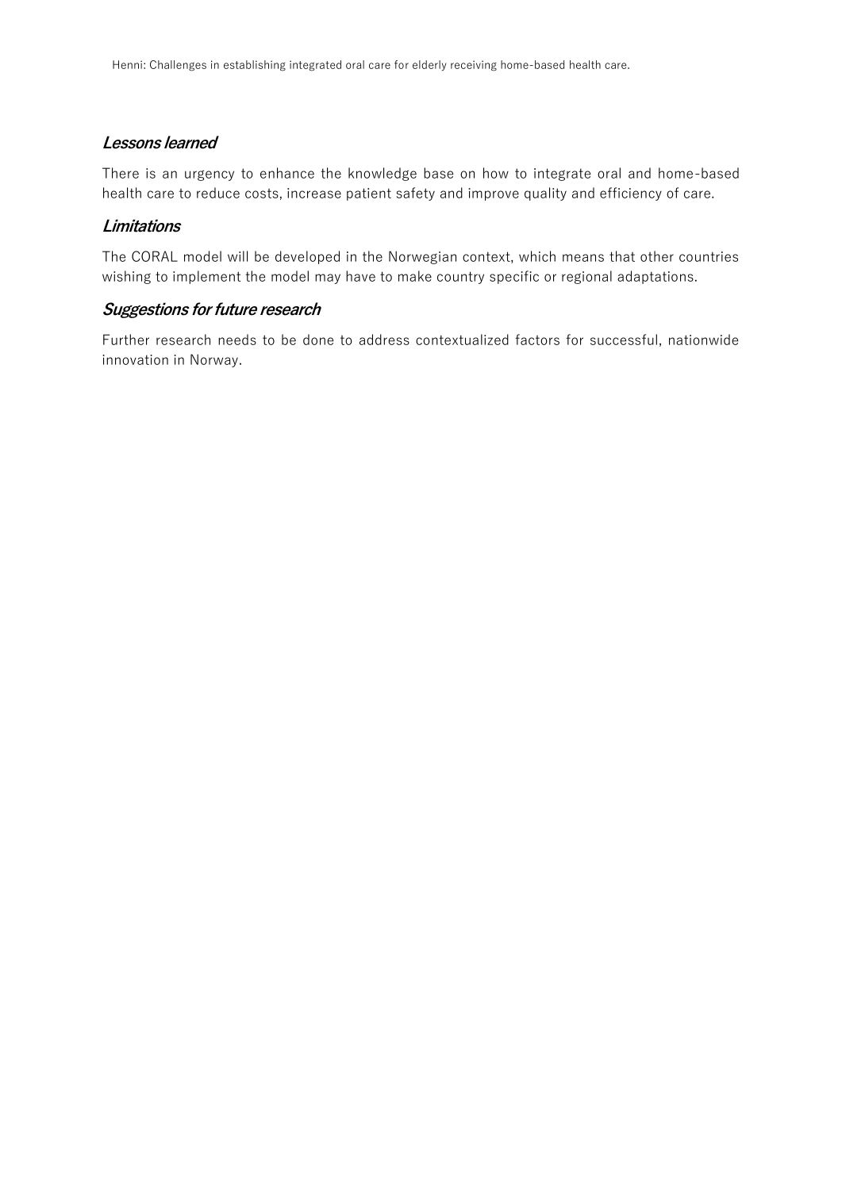### *Lessons learned*

There is an urgency to enhance the knowledge base on how to integrate oral and home-based health care to reduce costs, increase patient safety and improve quality and efficiency of care.

### *Limitations*

The CORAL model will be developed in the Norwegian context, which means that other countries wishing to implement the model may have to make country specific or regional adaptations.

### *Suggestions for future research*

Further research needs to be done to address contextualized factors for successful, nationwide innovation in Norway.